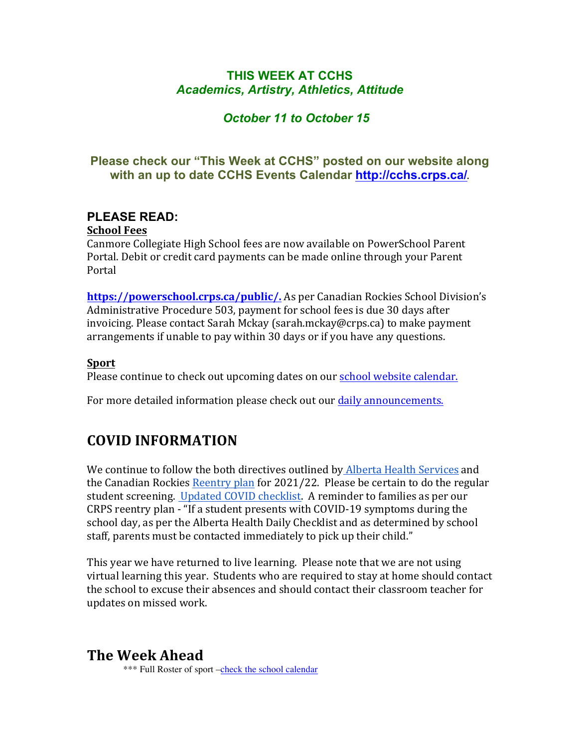**THIS WEEK AT CCHS**
***Academics, Artistry, Athletics, Attitude***

***October 11 to October 15***

**Please check our "This Week at CCHS" posted on our website along with an up to date CCHS Events Calendar [http://cchs.crps.ca/](http://cchs.crps.ca/).**

## PLEASE READ:

**School Fees**

Canmore Collegiate High School fees are now available on PowerSchool Parent Portal. Debit or credit card payments can be made online through your Parent Portal

**[https://powerschool.crps.ca/public/.](https://powerschool.crps.ca/public/)** As per Canadian Rockies School Division's Administrative Procedure 503, payment for school fees is due 30 days after invoicing. Please contact Sarah Mckay (sarah.mckay@crps.ca) to make payment arrangements if unable to pay within 30 days or if you have any questions.

**Sport**

Please continue to check out upcoming dates on our school website calendar.

For more detailed information please check out our daily announcements.

## COVID INFORMATION

We continue to follow the both directives outlined by Alberta Health Services and the Canadian Rockies Reentry plan for 2021/22. Please be certain to do the regular student screening. Updated COVID checklist. A reminder to families as per our CRPS reentry plan - "If a student presents with COVID-19 symptoms during the school day, as per the Alberta Health Daily Checklist and as determined by school staff, parents must be contacted immediately to pick up their child."

This year we have returned to live learning. Please note that we are not using virtual learning this year. Students who are required to stay at home should contact the school to excuse their absences and should contact their classroom teacher for updates on missed work.

## The Week Ahead

*** Full Roster of sport –check the school calendar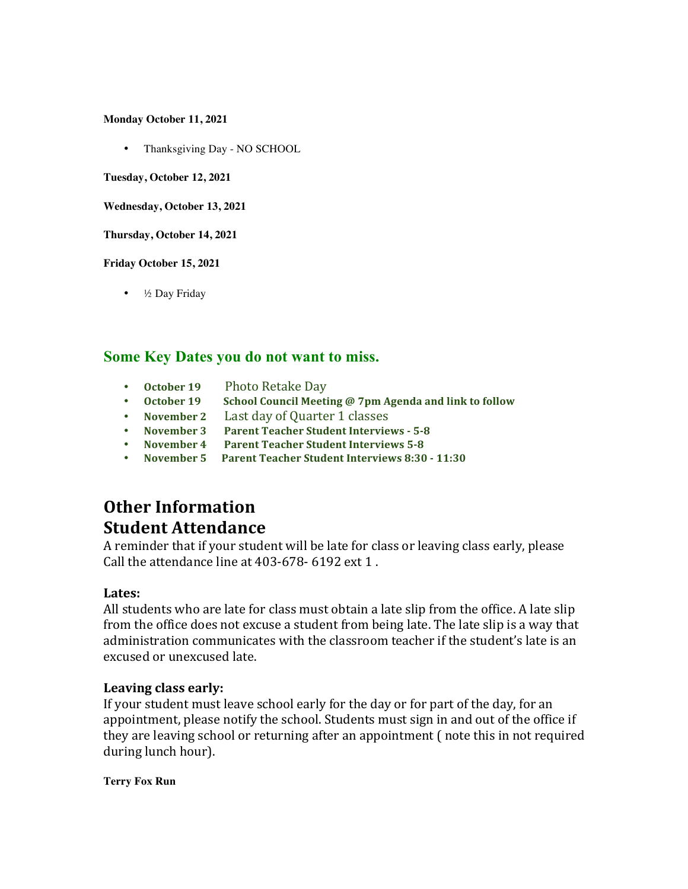**Monday October 11, 2021**

- Thanksgiving Day - NO SCHOOL

**Tuesday, October 12, 2021**

**Wednesday, October 13, 2021**

**Thursday, October 14, 2021**

**Friday October 15, 2021**

- ½ Day Friday

## Some Key Dates you do not want to miss.

- **October 19** Photo Retake Day
- **October 19** **School Council Meeting @ 7pm Agenda and link to follow**
- **November 2** Last day of Quarter 1 classes
- **November 3** **Parent Teacher Student Interviews - 5-8**
- **November 4** **Parent Teacher Student Interviews 5-8**
- **November 5** **Parent Teacher Student Interviews 8:30 - 11:30**

# Other Information

# Student Attendance

A reminder that if your student will be late for class or leaving class early, please Call the attendance line at 403-678- 6192 ext 1 .

### Lates:

All students who are late for class must obtain a late slip from the office. A late slip from the office does not excuse a student from being late. The late slip is a way that administration communicates with the classroom teacher if the student's late is an excused or unexcused late.

### Leaving class early:

If your student must leave school early for the day or for part of the day, for an appointment, please notify the school. Students must sign in and out of the office if they are leaving school or returning after an appointment ( note this in not required during lunch hour).

**Terry Fox Run**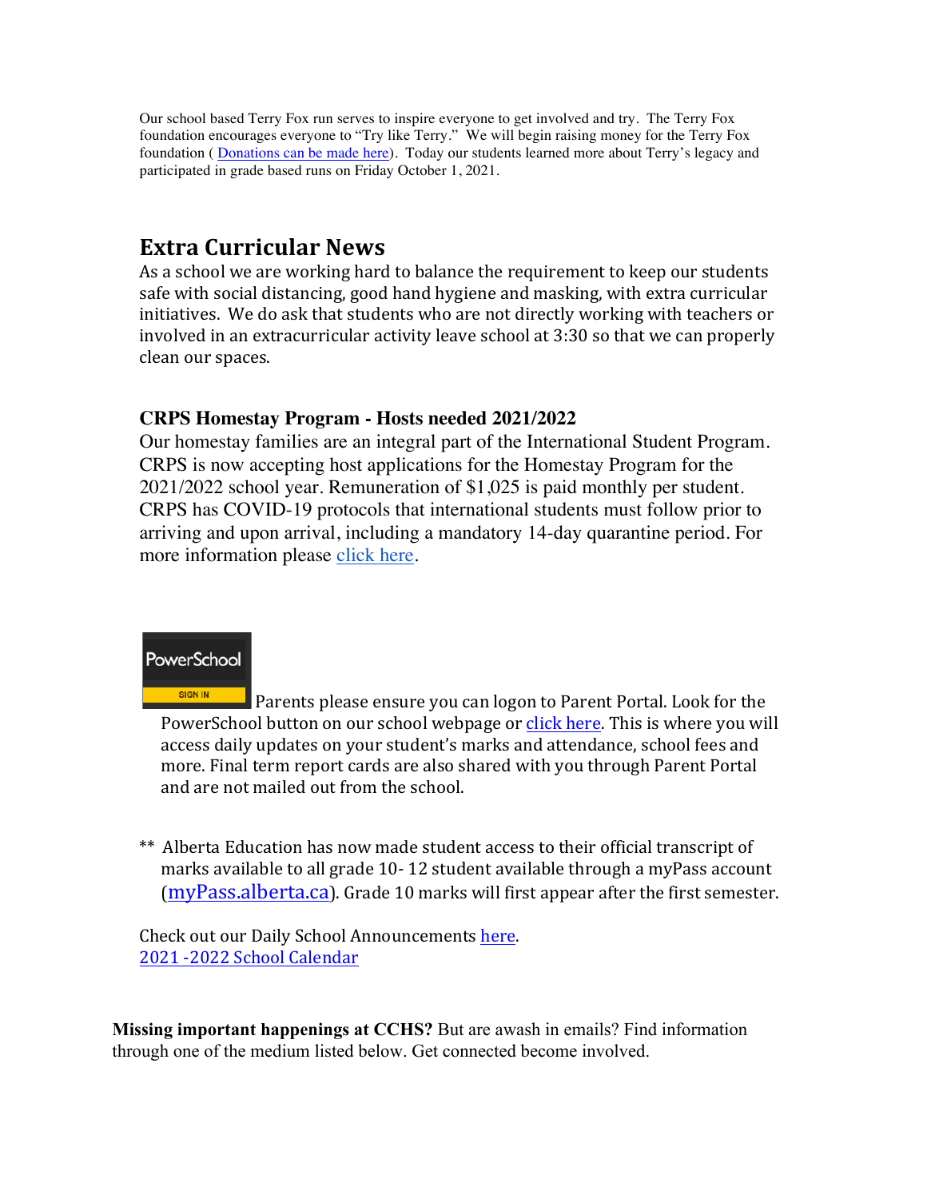Our school based Terry Fox run serves to inspire everyone to get involved and try. The Terry Fox foundation encourages everyone to "Try like Terry." We will begin raising money for the Terry Fox foundation ( Donations can be made here). Today our students learned more about Terry's legacy and participated in grade based runs on Friday October 1, 2021.

## Extra Curricular News

As a school we are working hard to balance the requirement to keep our students safe with social distancing, good hand hygiene and masking, with extra curricular initiatives. We do ask that students who are not directly working with teachers or involved in an extracurricular activity leave school at 3:30 so that we can properly clean our spaces.

### CRPS Homestay Program - Hosts needed 2021/2022

Our homestay families are an integral part of the International Student Program. CRPS is now accepting host applications for the Homestay Program for the 2021/2022 school year. Remuneration of $1,025 is paid monthly per student. CRPS has COVID-19 protocols that international students must follow prior to arriving and upon arrival, including a mandatory 14-day quarantine period. For more information please click here.

PowerSchool SIGN IN

Parents please ensure you can logon to Parent Portal. Look for the PowerSchool button on our school webpage or click here. This is where you will access daily updates on your student's marks and attendance, school fees and more. Final term report cards are also shared with you through Parent Portal and are not mailed out from the school.

** Alberta Education has now made student access to their official transcript of marks available to all grade 10- 12 student available through a myPass account (myPass.alberta.ca). Grade 10 marks will first appear after the first semester.

Check out our Daily School Announcements here.
2021 -2022 School Calendar

**Missing important happenings at CCHS?** But are awash in emails? Find information through one of the medium listed below. Get connected become involved.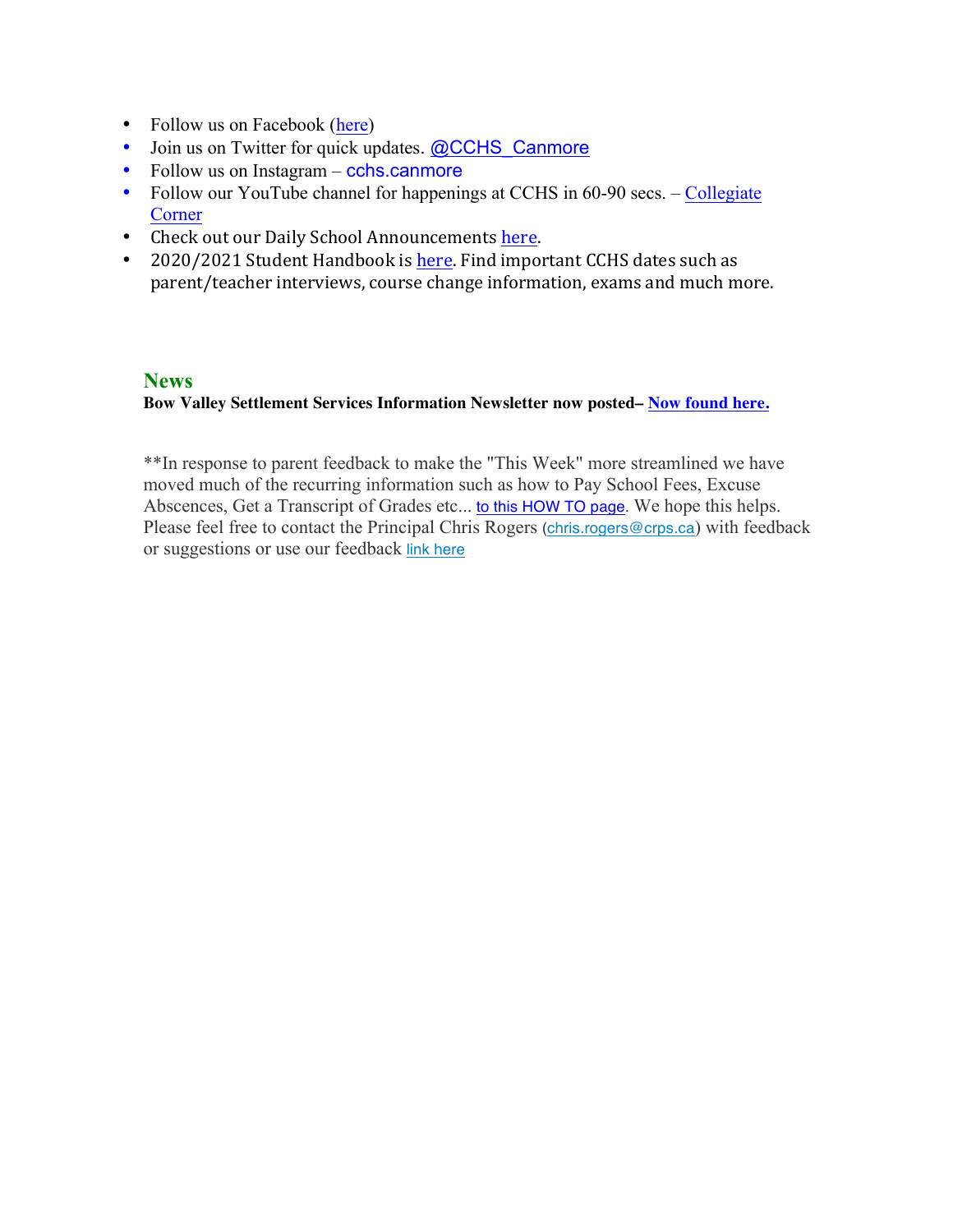- Follow us on Facebook (here)
- Join us on Twitter for quick updates. @CCHS_Canmore
- Follow us on Instagram – cchs.canmore
- Follow our YouTube channel for happenings at CCHS in 60-90 secs. – Collegiate Corner
- Check out our Daily School Announcements here.
- 2020/2021 Student Handbook is here. Find important CCHS dates such as parent/teacher interviews, course change information, exams and much more.

## News

**Bow Valley Settlement Services Information Newsletter now posted– Now found here.**

**In response to parent feedback to make the "This Week" more streamlined we have moved much of the recurring information such as how to Pay School Fees, Excuse Abscences, Get a Transcript of Grades etc... to this HOW TO page. We hope this helps. Please feel free to contact the Principal Chris Rogers (chris.rogers@crps.ca) with feedback or suggestions or use our feedback link here